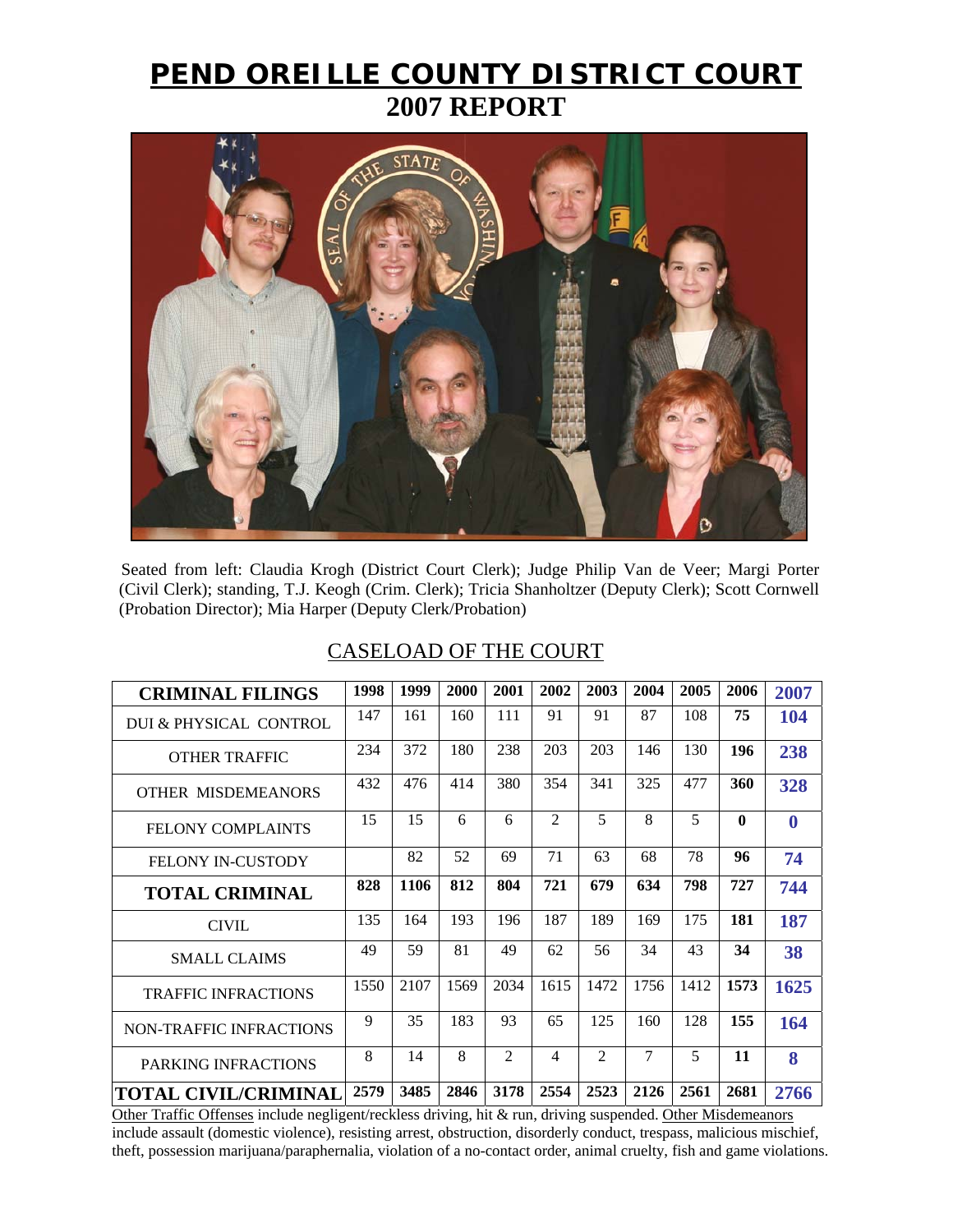# PEND OREILLE COUNTY DISTRICT COURT

## 2007 REPORT

Seated from left: Claudia Krogh (District Court Clerk); Judge Philip Van de Veer; Margi Porter (Civil Clerk); standing, T.J. Keogh (Crim. Clerk); Tricia Shanholtzer (Deputy Clerk); Scott Cornwell (Probation Director); Mia Harper (Deputy Clerk/Probation)

## CASELOAD OF THE COURT

| CRIMINAL FILINGS | 1998 | 1999 | 2000 | 2001 | 2002 | 2003 | 2004 | 2005 | 2006 | 2007 |
|---|---|---|---|---|---|---|---|---|---|---|
| DUI & PHYSICAL CONTROL | 147 | 161 | 160 | 111 | 91 | 91 | 87 | 108 | **75** | **104** |
| OTHER TRAFFIC | 234 | 372 | 180 | 238 | 203 | 203 | 146 | 130 | **196** | **238** |
| OTHER MISDEMEANORS | 432 | 476 | 414 | 380 | 354 | 341 | 325 | 477 | **360** | **328** |
| FELONY COMPLAINTS | 15 | 15 | 6 | 6 | 2 | 5 | 8 | 5 | **0** | **0** |
| FELONY IN-CUSTODY | | 82 | 52 | 69 | 71 | 63 | 68 | 78 | **96** | **74** |
| **TOTAL CRIMINAL** | **828** | **1106** | **812** | **804** | **721** | **679** | **634** | **798** | **727** | **744** |
| CIVIL | 135 | 164 | 193 | 196 | 187 | 189 | 169 | 175 | **181** | **187** |
| SMALL CLAIMS | 49 | 59 | 81 | 49 | 62 | 56 | 34 | 43 | **34** | **38** |
| TRAFFIC INFRACTIONS | 1550 | 2107 | 1569 | 2034 | 1615 | 1472 | 1756 | 1412 | **1573** | **1625** |
| NON-TRAFFIC INFRACTIONS | 9 | 35 | 183 | 93 | 65 | 125 | 160 | 128 | **155** | **164** |
| PARKING INFRACTIONS | 8 | 14 | 8 | 2 | 4 | 2 | 7 | 5 | **11** | **8** |
| **TOTAL CIVIL/CRIMINAL** | **2579** | **3485** | **2846** | **3178** | **2554** | **2523** | **2126** | **2561** | **2681** | **2766** |

Other Traffic Offenses include negligent/reckless driving, hit & run, driving suspended. Other Misdemeanors include assault (domestic violence), resisting arrest, obstruction, disorderly conduct, trespass, malicious mischief, theft, possession marijuana/paraphernalia, violation of a no-contact order, animal cruelty, fish and game violations.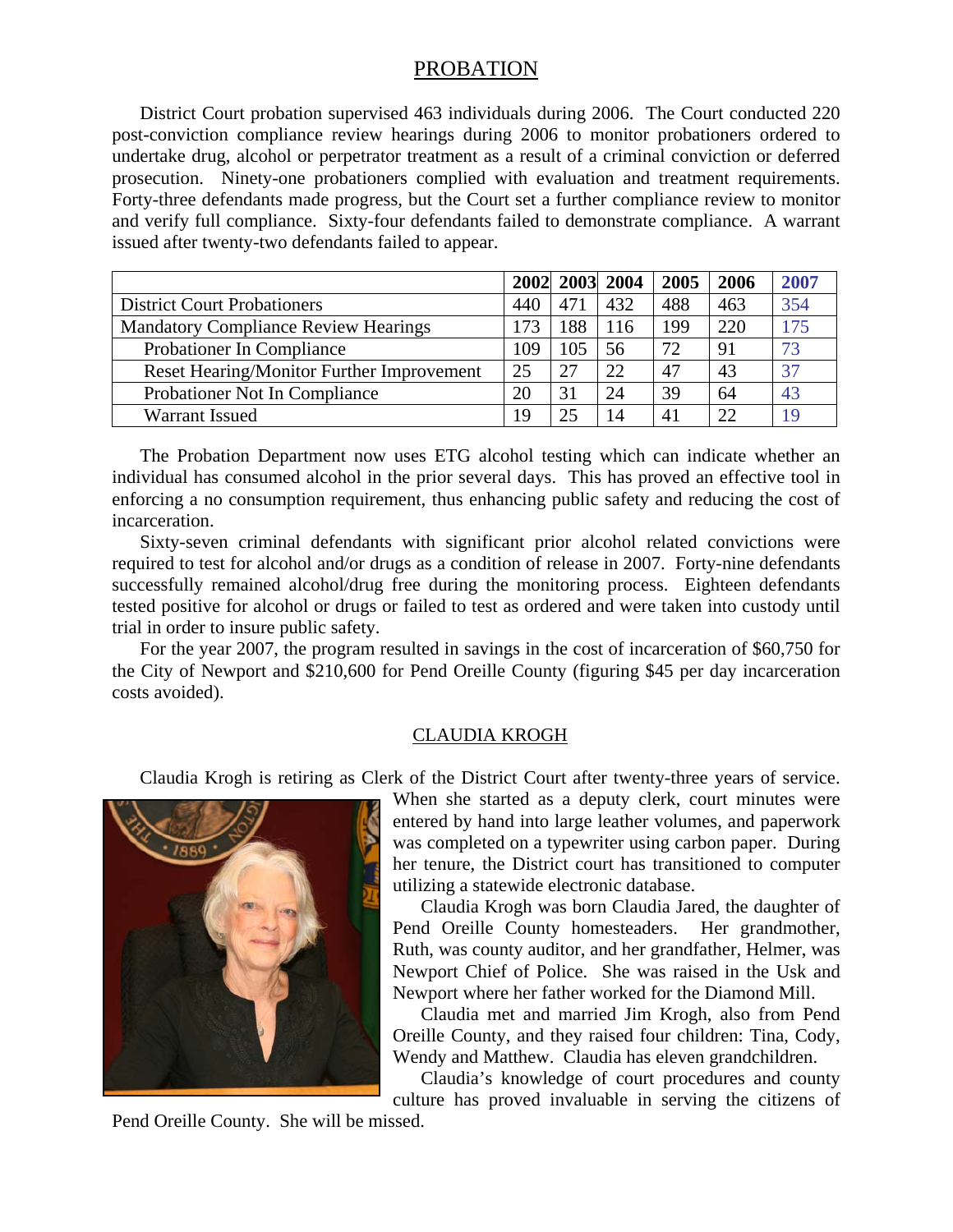## PROBATION

District Court probation supervised 463 individuals during 2006. The Court conducted 220 post-conviction compliance review hearings during 2006 to monitor probationers ordered to undertake drug, alcohol or perpetrator treatment as a result of a criminal conviction or deferred prosecution. Ninety-one probationers complied with evaluation and treatment requirements. Forty-three defendants made progress, but the Court set a further compliance review to monitor and verify full compliance. Sixty-four defendants failed to demonstrate compliance. A warrant issued after twenty-two defendants failed to appear.

| | 2002 | 2003 | 2004 | 2005 | 2006 | 2007 |
|---|---|---|---|---|---|---|
| District Court Probationers | 440 | 471 | 432 | 488 | 463 | 354 |
| Mandatory Compliance Review Hearings | 173 | 188 | 116 | 199 | 220 | 175 |
| Probationer In Compliance | 109 | 105 | 56 | 72 | 91 | 73 |
| Reset Hearing/Monitor Further Improvement | 25 | 27 | 22 | 47 | 43 | 37 |
| Probationer Not In Compliance | 20 | 31 | 24 | 39 | 64 | 43 |
| Warrant Issued | 19 | 25 | 14 | 41 | 22 | 19 |

The Probation Department now uses ETG alcohol testing which can indicate whether an individual has consumed alcohol in the prior several days. This has proved an effective tool in enforcing a no consumption requirement, thus enhancing public safety and reducing the cost of incarceration.

Sixty-seven criminal defendants with significant prior alcohol related convictions were required to test for alcohol and/or drugs as a condition of release in 2007. Forty-nine defendants successfully remained alcohol/drug free during the monitoring process. Eighteen defendants tested positive for alcohol or drugs or failed to test as ordered and were taken into custody until trial in order to insure public safety.

For the year 2007, the program resulted in savings in the cost of incarceration of $60,750 for the City of Newport and $210,600 for Pend Oreille County (figuring $45 per day incarceration costs avoided).

## CLAUDIA KROGH

Claudia Krogh is retiring as Clerk of the District Court after twenty-three years of service. When she started as a deputy clerk, court minutes were entered by hand into large leather volumes, and paperwork was completed on a typewriter using carbon paper. During her tenure, the District court has transitioned to computer utilizing a statewide electronic database.

Claudia Krogh was born Claudia Jared, the daughter of Pend Oreille County homesteaders. Her grandmother, Ruth, was county auditor, and her grandfather, Helmer, was Newport Chief of Police. She was raised in the Usk and Newport where her father worked for the Diamond Mill.

Claudia met and married Jim Krogh, also from Pend Oreille County, and they raised four children: Tina, Cody, Wendy and Matthew. Claudia has eleven grandchildren.

Claudia's knowledge of court procedures and county culture has proved invaluable in serving the citizens of Pend Oreille County. She will be missed.